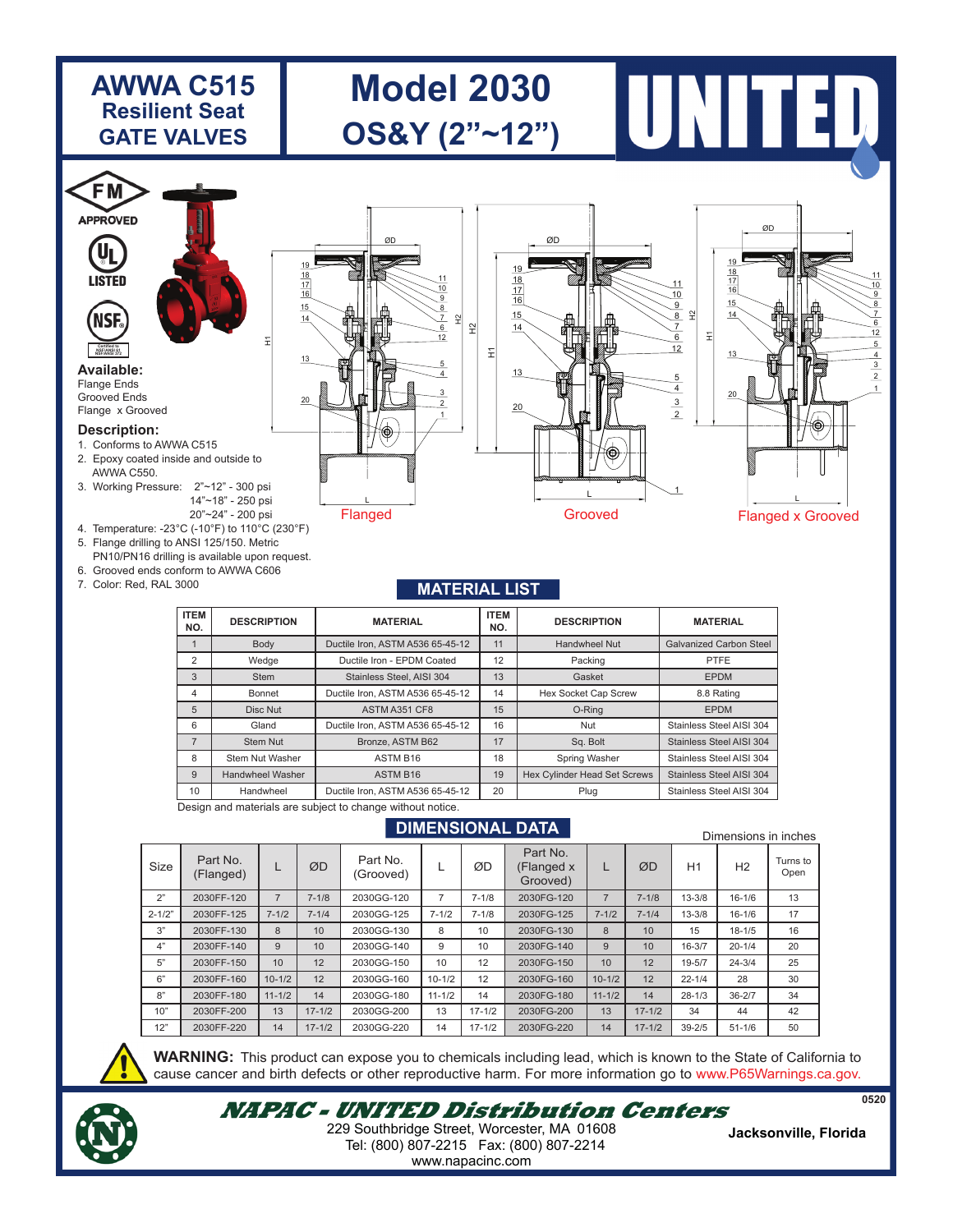# AWWA C515 Resilient Seat GATE VALVES

# Model 2030 OS&Y (2"~12")

UNITED

FM APPROVED

UL LISTED

NSF

**Available:**
Flange Ends
Grooved Ends
Flange x Grooved

**Description:**

1. Conforms to AWWA C515
2. Epoxy coated inside and outside to AWWA C550.
3. Working Pressure: 2"~12" - 300 psi
   14"~18" - 250 psi
   20"~24" - 200 psi
4. Temperature: -23°C (-10°F) to 110°C (230°F)
5. Flange drilling to ANSI 125/150. Metric PN10/PN16 drilling is available upon request.
6. Grooved ends conform to AWWA C606
7. Color: Red, RAL 3000

Flanged | Grooved | Flanged x Grooved

## MATERIAL LIST

| ITEM NO. | DESCRIPTION | MATERIAL | ITEM NO. | DESCRIPTION | MATERIAL |
|---|---|---|---|---|---|
| 1 | Body | Ductile Iron, ASTM A536 65-45-12 | 11 | Handwheel Nut | Galvanized Carbon Steel |
| 2 | Wedge | Ductile Iron - EPDM Coated | 12 | Packing | PTFE |
| 3 | Stem | Stainless Steel, AISI 304 | 13 | Gasket | EPDM |
| 4 | Bonnet | Ductile Iron, ASTM A536 65-45-12 | 14 | Hex Socket Cap Screw | 8.8 Rating |
| 5 | Disc Nut | ASTM A351 CF8 | 15 | O-Ring | EPDM |
| 6 | Gland | Ductile Iron, ASTM A536 65-45-12 | 16 | Nut | Stainless Steel AISI 304 |
| 7 | Stem Nut | Bronze, ASTM B62 | 17 | Sq. Bolt | Stainless Steel AISI 304 |
| 8 | Stem Nut Washer | ASTM B16 | 18 | Spring Washer | Stainless Steel AISI 304 |
| 9 | Handwheel Washer | ASTM B16 | 19 | Hex Cylinder Head Set Screws | Stainless Steel AISI 304 |
| 10 | Handwheel | Ductile Iron, ASTM A536 65-45-12 | 20 | Plug | Stainless Steel AISI 304 |

Design and materials are subject to change without notice.

## DIMENSIONAL DATA

Dimensions in inches

| Size | Part No. (Flanged) | L | ØD | Part No. (Grooved) | L | ØD | Part No. (Flanged x Grooved) | L | ØD | H1 | H2 | Turns to Open |
|---|---|---|---|---|---|---|---|---|---|---|---|---|
| 2" | 2030FF-120 | 7 | 7-1/8 | 2030GG-120 | 7 | 7-1/8 | 2030FG-120 | 7 | 7-1/8 | 13-3/8 | 16-1/6 | 13 |
| 2-1/2" | 2030FF-125 | 7-1/2 | 7-1/4 | 2030GG-125 | 7-1/2 | 7-1/8 | 2030FG-125 | 7-1/2 | 7-1/4 | 13-3/8 | 16-1/6 | 17 |
| 3" | 2030FF-130 | 8 | 10 | 2030GG-130 | 8 | 10 | 2030FG-130 | 8 | 10 | 15 | 18-1/5 | 16 |
| 4" | 2030FF-140 | 9 | 10 | 2030GG-140 | 9 | 10 | 2030FG-140 | 9 | 10 | 16-3/7 | 20-1/4 | 20 |
| 5" | 2030FF-150 | 10 | 12 | 2030GG-150 | 10 | 12 | 2030FG-150 | 10 | 12 | 19-5/7 | 24-3/4 | 25 |
| 6" | 2030FF-160 | 10-1/2 | 12 | 2030GG-160 | 10-1/2 | 12 | 2030FG-160 | 10-1/2 | 12 | 22-1/4 | 28 | 30 |
| 8" | 2030FF-180 | 11-1/2 | 14 | 2030GG-180 | 11-1/2 | 14 | 2030FG-180 | 11-1/2 | 14 | 28-1/3 | 36-2/7 | 34 |
| 10" | 2030FF-200 | 13 | 17-1/2 | 2030GG-200 | 13 | 17-1/2 | 2030FG-200 | 13 | 17-1/2 | 34 | 44 | 42 |
| 12" | 2030FF-220 | 14 | 17-1/2 | 2030GG-220 | 14 | 17-1/2 | 2030FG-220 | 14 | 17-1/2 | 39-2/5 | 51-1/6 | 50 |

**WARNING:** This product can expose you to chemicals including lead, which is known to the State of California to cause cancer and birth defects or other reproductive harm. For more information go to www.P65Warnings.ca.gov.

***NAPAC - UNITED Distribution Centers***

229 Southbridge Street, Worcester, MA 01608
Tel: (800) 807-2215 Fax: (800) 807-2214
www.napacinc.com

**Jacksonville, Florida**

0520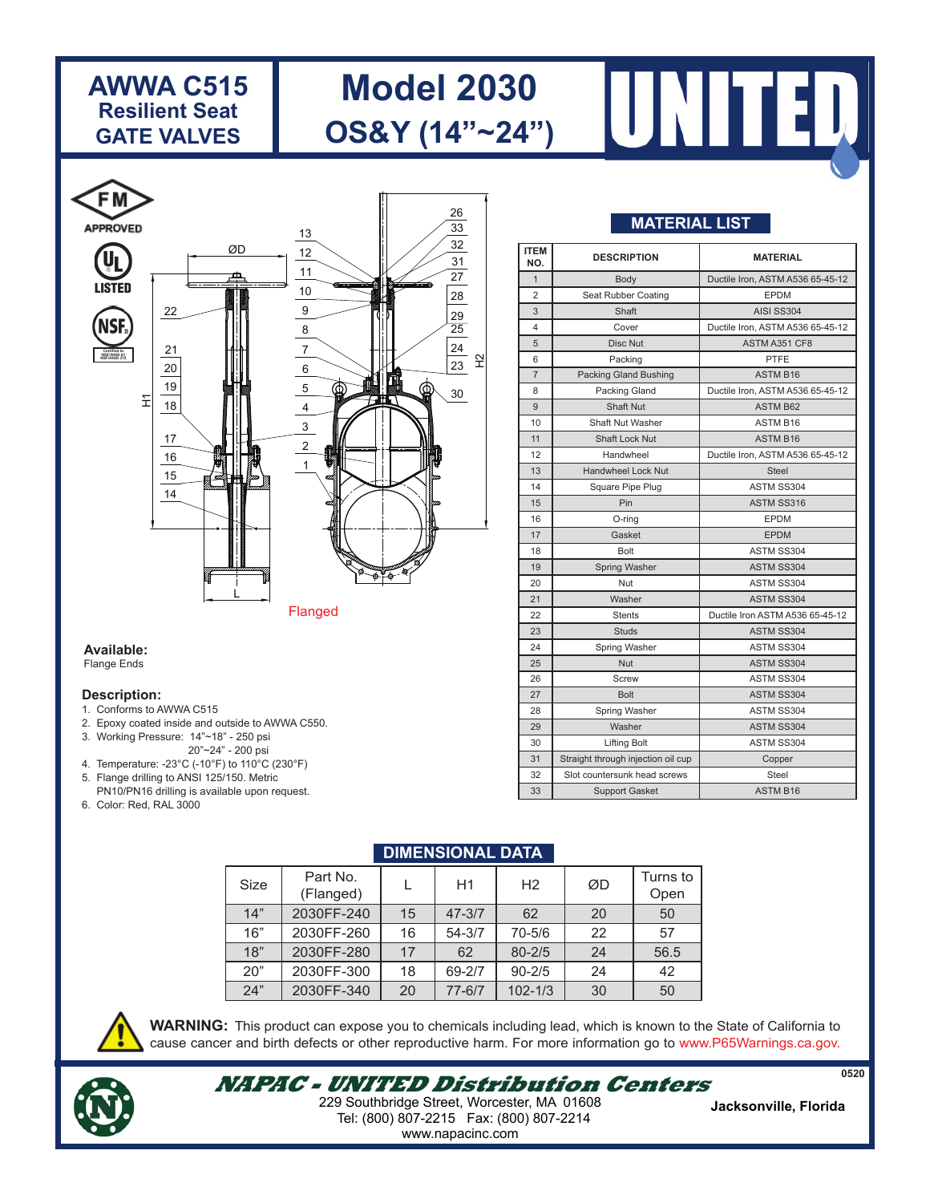# AWWA C515 Resilient Seat GATE VALVES

# Model 2030 OS&Y (14"~24")

UNITED

FM APPROVED

UL LISTED

NSF

Flanged

## MATERIAL LIST

| ITEM NO. | DESCRIPTION | MATERIAL |
|---|---|---|
| 1 | Body | Ductile Iron, ASTM A536 65-45-12 |
| 2 | Seat Rubber Coating | EPDM |
| 3 | Shaft | AISI SS304 |
| 4 | Cover | Ductile Iron, ASTM A536 65-45-12 |
| 5 | Disc Nut | ASTM A351 CF8 |
| 6 | Packing | PTFE |
| 7 | Packing Gland Bushing | ASTM B16 |
| 8 | Packing Gland | Ductile Iron, ASTM A536 65-45-12 |
| 9 | Shaft Nut | ASTM B62 |
| 10 | Shaft Nut Washer | ASTM B16 |
| 11 | Shaft Lock Nut | ASTM B16 |
| 12 | Handwheel | Ductile Iron, ASTM A536 65-45-12 |
| 13 | Handwheel Lock Nut | Steel |
| 14 | Square Pipe Plug | ASTM SS304 |
| 15 | Pin | ASTM SS316 |
| 16 | O-ring | EPDM |
| 17 | Gasket | EPDM |
| 18 | Bolt | ASTM SS304 |
| 19 | Spring Washer | ASTM SS304 |
| 20 | Nut | ASTM SS304 |
| 21 | Washer | ASTM SS304 |
| 22 | Stents | Ductile Iron ASTM A536 65-45-12 |
| 23 | Studs | ASTM SS304 |
| 24 | Spring Washer | ASTM SS304 |
| 25 | Nut | ASTM SS304 |
| 26 | Screw | ASTM SS304 |
| 27 | Bolt | ASTM SS304 |
| 28 | Spring Washer | ASTM SS304 |
| 29 | Washer | ASTM SS304 |
| 30 | Lifting Bolt | ASTM SS304 |
| 31 | Straight through injection oil cup | Copper |
| 32 | Slot countersunk head screws | Steel |
| 33 | Support Gasket | ASTM B16 |

**Available:**
Flange Ends

**Description:**

1. Conforms to AWWA C515
2. Epoxy coated inside and outside to AWWA C550.
3. Working Pressure: 14"~18" - 250 psi
   20"~24" - 200 psi
4. Temperature: -23°C (-10°F) to 110°C (230°F)
5. Flange drilling to ANSI 125/150. Metric PN10/PN16 drilling is available upon request.
6. Color: Red, RAL 3000

## DIMENSIONAL DATA

| Size | Part No. (Flanged) | L | H1 | H2 | ØD | Turns to Open |
|---|---|---|---|---|---|---|
| 14" | 2030FF-240 | 15 | 47-3/7 | 62 | 20 | 50 |
| 16" | 2030FF-260 | 16 | 54-3/7 | 70-5/6 | 22 | 57 |
| 18" | 2030FF-280 | 17 | 62 | 80-2/5 | 24 | 56.5 |
| 20" | 2030FF-300 | 18 | 69-2/7 | 90-2/5 | 24 | 42 |
| 24" | 2030FF-340 | 20 | 77-6/7 | 102-1/3 | 30 | 50 |

**WARNING:** This product can expose you to chemicals including lead, which is known to the State of California to cause cancer and birth defects or other reproductive harm. For more information go to www.P65Warnings.ca.gov.

**NAPAC - UNITED Distribution Centers**

229 Southbridge Street, Worcester, MA 01608
Tel: (800) 807-2215 Fax: (800) 807-2214
www.napacinc.com

**Jacksonville, Florida**

0520